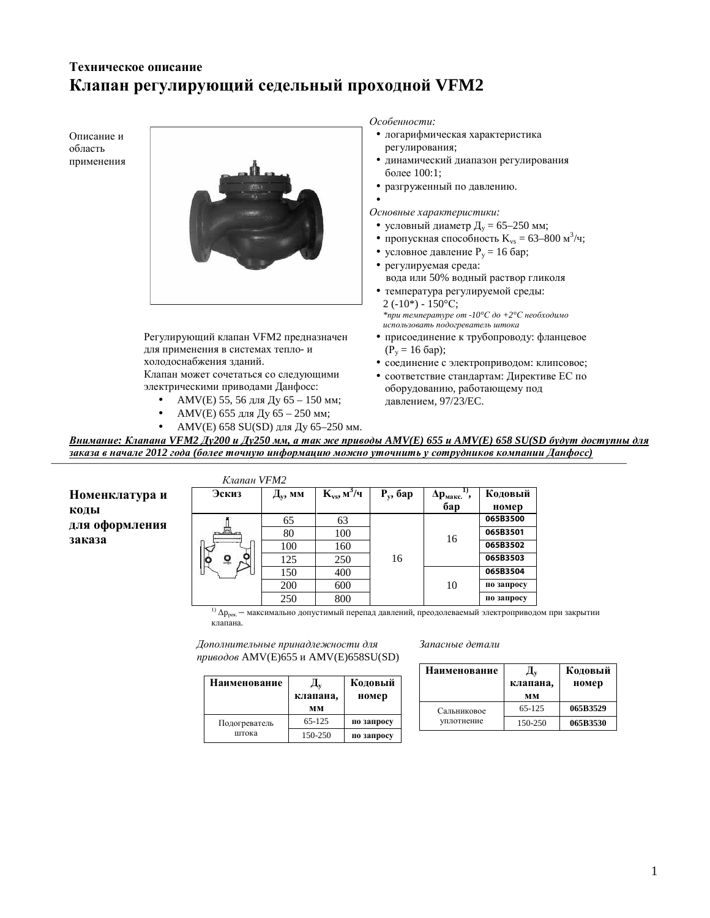# Техническое описание

# Клапан регулирующий седельный проходной VFM2

## Описание и область применения

Регулирующий клапан VFM2 предназначен для применения в системах тепло- и холодоснабжения зданий.
Клапан может сочетаться со следующими электрическими приводами Данфосс:

- AMV(E) 55, 56 для Ду 65 – 150 мм;
- AMV(E) 655 для Ду 65 – 250 мм;
- AMV(E) 658 SU(SD) для Ду 65–250 мм.

*Особенности:*

- логарифмическая характеристика регулирования;
- динамический диапазон регулирования более 100:1;
- разгруженный по давлению.

*Основные характеристики:*

- условный диаметр $Д_у$ = 65–250 мм;
- пропускная способность $K_{vs}$ = 63–800 $м^3$/ч;
- условное давление $P_у$ = 16 бар;
- регулируемая среда: вода или 50% водный раствор гликоля
- температура регулируемой среды: 2 (-10*) - 150°C;
  *\*при температуре от -10°C до +2°C необходимо использовать подогреватель штока*
- присоединение к трубопроводу: фланцевое ($P_у$ = 16 бар);
- соединение с электроприводом: клипсовое;
- соответствие стандартам: Директиве ЕС по оборудованию, работающему под давлением, 97/23/EC.

***Внимание: Клапана VFM2 Ду200 и Ду250 мм, а так же приводы AMV(E) 655 и AMV(E) 658 SU(SD будут доступны для заказа в начале 2012 года (более точную информацию можно уточнить у сотрудников компании Данфосс)***

## Номенклатура и коды для оформления заказа

*Клапан VFM2*

| Эскиз | $Д_у$, мм | $K_{vs}$, $м^3$/ч | $P_у$, бар | $\Delta p_{макс.}$ [1], бар | Кодовый номер |
|---|---|---|---|---|---|
| | 65 | 63 | 16 | 16 | 065B3500 |
| | 80 | 100 | | | 065B3501 |
| | 100 | 160 | | | 065B3502 |
| | 125 | 250 | | | 065B3503 |
| | 150 | 400 | | 10 | 065B3504 |
| | 200 | 600 | | | по запросу |
| | 250 | 800 | | | по запросу |

[1] $\Delta p_{рек.}$ – максимально допустимый перепад давлений, преодолеваемый электроприводом при закрытии клапана.

*Дополнительные принадлежности для приводов* AMV(E)655 и AMV(E)658SU(SD)

| Наименование | $Д_у$ клапана, мм | Кодовый номер |
|---|---|---|
| Подогреватель штока | 65-125 | по запросу |
| | 150-250 | по запросу |

*Запасные детали*

| Наименование | $Д_у$ клапана, мм | Кодовый номер |
|---|---|---|
| Сальниковое уплотнение | 65-125 | 065B3529 |
| | 150-250 | 065B3530 |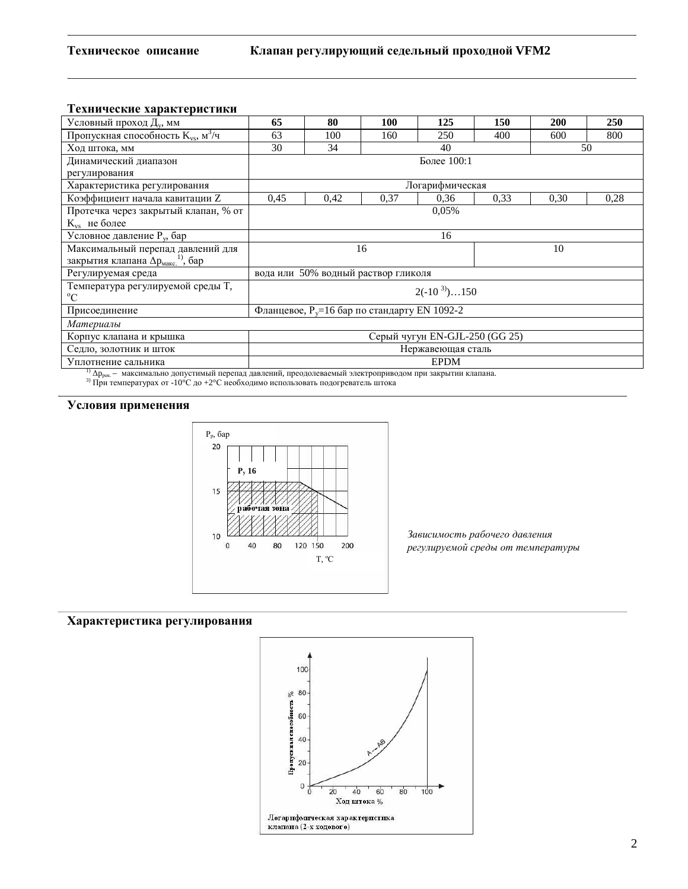## Технические характеристики

| Условный проход $Д_у$, мм | 65 | 80 | 100 | 125 | 150 | 200 | 250 |
|---|---|---|---|---|---|---|---|
| Пропускная способность $K_{vs}$, $м^3/ч$ | 63 | 100 | 160 | 250 | 400 | 600 | 800 |
| Ход штока, мм | 30 | 34 | 40 | | | 50 | |
| Динамический диапазон регулирования | Более 100:1 | | | | | | |
| Характеристика регулирования | Логарифмическая | | | | | | |
| Коэффициент начала кавитации Z | 0,45 | 0,42 | 0,37 | 0,36 | 0,33 | 0,30 | 0,28 |
| Протечка через закрытый клапан, % от $K_{vs}$ не более | 0,05% | | | | | | |
| Условное давление $P_у$, бар | 16 | | | | | | |
| Максимальный перепад давлений для закрытия клапана $\Delta p_{макс.}$[1], бар | 16 | | | | 10 | | |
| Регулируемая среда | вода или 50% водный раствор гликоля | | | | | | |
| Температура регулируемой среды Т, °С | 2(-10[3])…150 | | | | | | |
| Присоединение | Фланцевое, $P_у$=16 бар по стандарту EN 1092-2 | | | | | | |
| *Материалы* | | | | | | | |
| Корпус клапана и крышка | Серый чугун EN-GJL-250 (GG 25) | | | | | | |
| Седло, золотник и шток | Нержавеющая сталь | | | | | | |
| Уплотнение сальника | EPDM | | | | | | |

[1] $\Delta p_{рек.}$ – максимально допустимый перепад давлений, преодолеваемый электроприводом при закрытии клапана.
[3] При температурах от -10°С до +2°С необходимо использовать подогреватель штока

## Условия применения

*Зависимость рабочего давления регулируемой среды от температуры*

## Характеристика регулирования

Логарифмическая характеристика клапана (2-х ходового)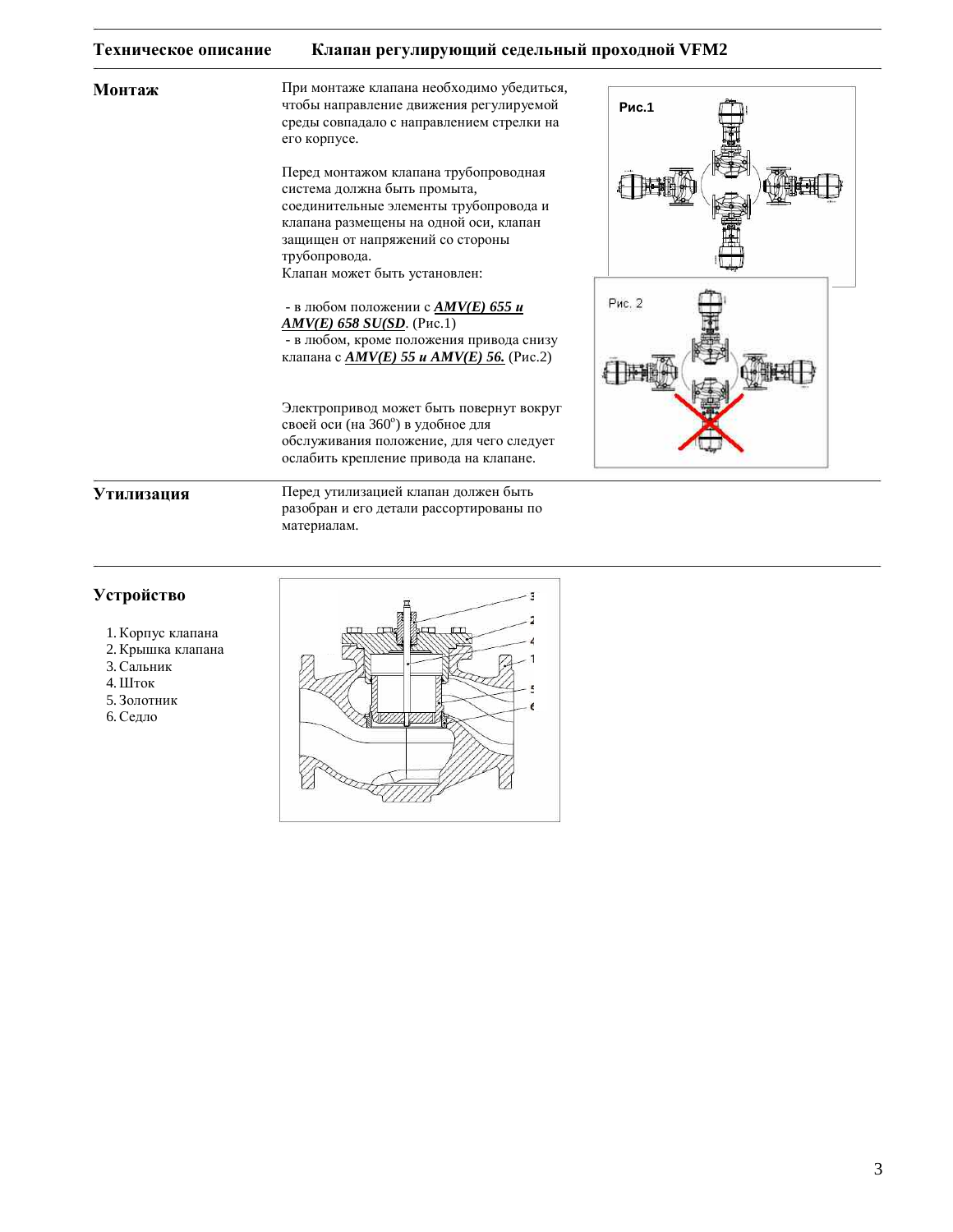## Монтаж

При монтаже клапана необходимо убедиться, чтобы направление движения регулируемой среды совпадало с направлением стрелки на его корпусе.

Перед монтажом клапана трубопроводная система должна быть промыта, соединительные элементы трубопровода и клапана размещены на одной оси, клапан защищен от напряжений со стороны трубопровода.
Клапан может быть установлен:

- в любом положении с ***AMV(E) 655 и AMV(E) 658 SU(SD***. (Рис.1)
- в любом, кроме положения привода снизу клапана с ***AMV(E) 55 и AMV(E) 56.*** (Рис.2)

Рис.1

Рис. 2

Электропривод может быть повернут вокруг своей оси (на 360°) в удобное для обслуживания положение, для чего следует ослабить крепление привода на клапане.

## Утилизация

Перед утилизацией клапан должен быть разобран и его детали рассортированы по материалам.

## Устройство

1. Корпус клапана
2. Крышка клапана
3. Сальник
4. Шток
5. Золотник
6. Седло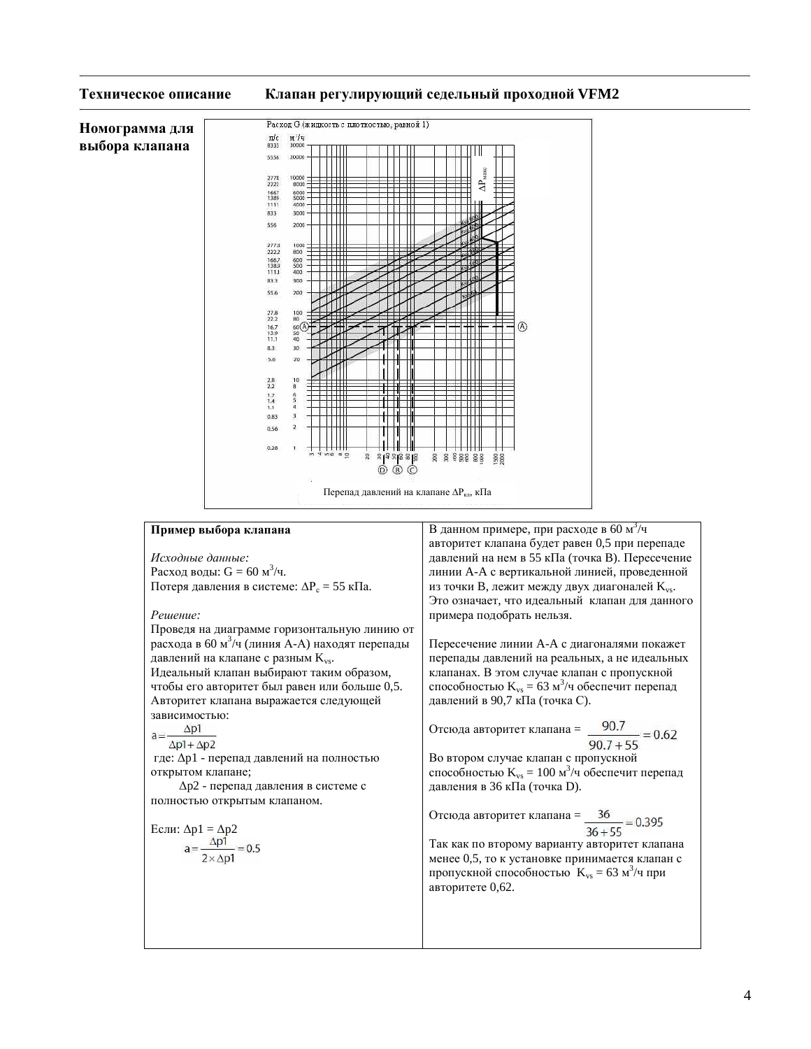## Номограмма для выбора клапана

Расход G (жидкость с плотностью, равной 1)

Перепад давлений на клапане $\Delta P_{кл}$, кПа

| **Пример выбора клапана** | |
|---|---|
| *Исходные данные:*<br>Расход воды: G = 60 м³/ч.<br>Потеря давления в системе: $\Delta P_c$ = 55 кПа.<br><br>*Решение:*<br>Проведя на диаграмме горизонтальную линию от расхода в 60 м³/ч (линия А-А) находят перепады давлений на клапане с разным $K_{vs}$.<br>Идеальный клапан выбирают таким образом, чтобы его авторитет был равен или больше 0,5.<br>Авторитет клапана выражается следующей зависимостью:<br>$a = \frac{\Delta p1}{\Delta p1 + \Delta p2}$<br>где: Δp1 - перепад давлений на полностью открытом клапане;<br>Δp2 - перепад давления в системе с полностью открытым клапаном.<br><br>Если: Δp1 = Δp2<br>$a = \frac{\Delta p1}{2 \times \Delta p1} = 0.5$ | В данном примере, при расходе в 60 м³/ч авторитет клапана будет равен 0,5 при перепаде давлений на нем в 55 кПа (точка В). Пересечение линии А-А с вертикальной линией, проведенной из точки В, лежит между двух диагоналей $K_{vs}$. Это означает, что идеальный клапан для данного примера подобрать нельзя.<br><br>Пересечение линии А-А с диагоналями покажет перепады давлений на реальных, а не идеальных клапанах. В этом случае клапан с пропускной способностью $K_{vs}$ = 63 м³/ч обеспечит перепад давлений в 90,7 кПа (точка С).<br><br>Отсюда авторитет клапана = $\frac{90.7}{90.7 + 55} = 0.62$<br><br>Во втором случае клапан с пропускной способностью $K_{vs}$ = 100 м³/ч обеспечит перепад давления в 36 кПа (точка D).<br><br>Отсюда авторитет клапана = $\frac{36}{36 + 55} = 0.395$<br><br>Так как по второму варианту авторитет клапана менее 0,5, то к установке принимается клапан с пропускной способностью $K_{vs}$ = 63 м³/ч при авторитете 0,62. |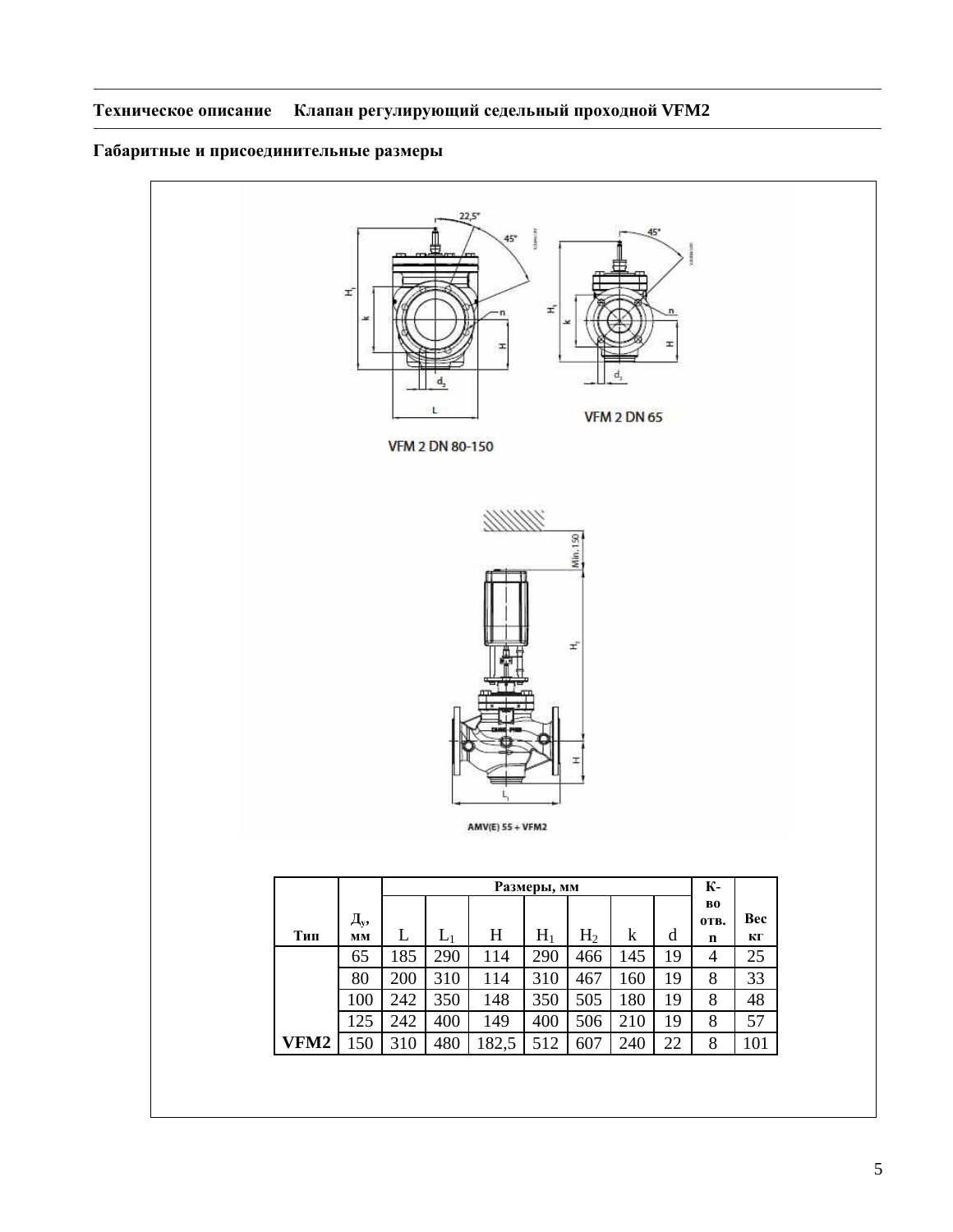**Техническое описание Клапан регулирующий седельный проходной VFM2**

## Габаритные и присоединительные размеры

VFM 2 DN 80-150

VFM 2 DN 65

AMV(E) 55 + VFM2

| Тип | $Д_у$, мм | Размеры, мм | | | | | | | К-во отв. n | Вес кг |
|---|---|---|---|---|---|---|---|---|---|---|
| | | L | $L_1$ | H | $H_1$ | $H_2$ | k | d | | |
| VFM2 | 65 | 185 | 290 | 114 | 290 | 466 | 145 | 19 | 4 | 25 |
| | 80 | 200 | 310 | 114 | 310 | 467 | 160 | 19 | 8 | 33 |
| | 100 | 242 | 350 | 148 | 350 | 505 | 180 | 19 | 8 | 48 |
| | 125 | 242 | 400 | 149 | 400 | 506 | 210 | 19 | 8 | 57 |
| | 150 | 310 | 480 | 182,5 | 512 | 607 | 240 | 22 | 8 | 101 |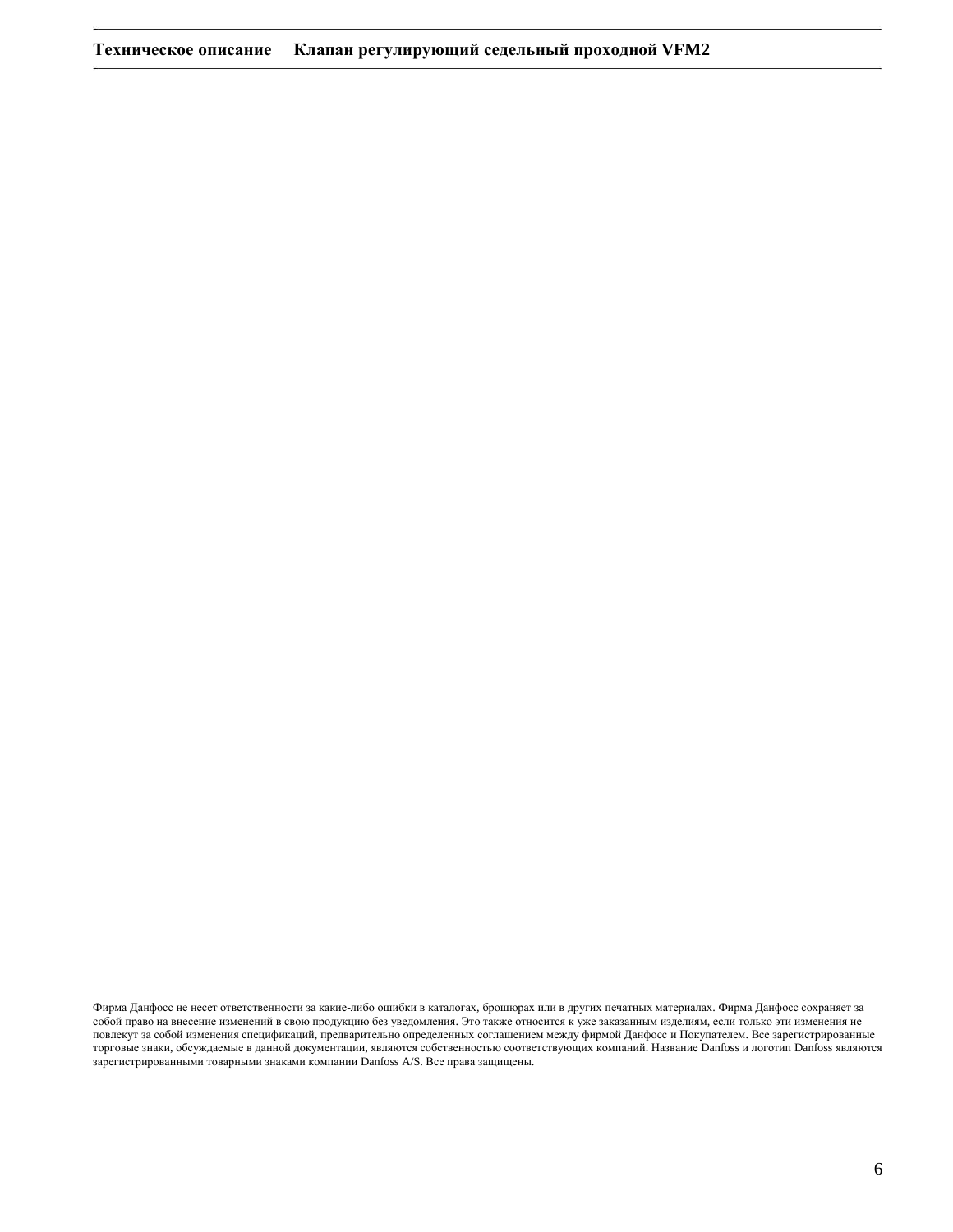Фирма Данфосс не несет ответственности за какие-либо ошибки в каталогах, брошюрах или в других печатных материалах. Фирма Данфосс сохраняет за собой право на внесение изменений в свою продукцию без уведомления. Это также относится к уже заказанным изделиям, если только эти изменения не повлекут за собой изменения спецификаций, предварительно определенных соглашением между фирмой Данфосс и Покупателем. Все зарегистрированные торговые знаки, обсуждаемые в данной документации, являются собственностью соответствующих компаний. Название Danfoss и логотип Danfoss являются зарегистрированными товарными знаками компании Danfoss A/S. Все права защищены.